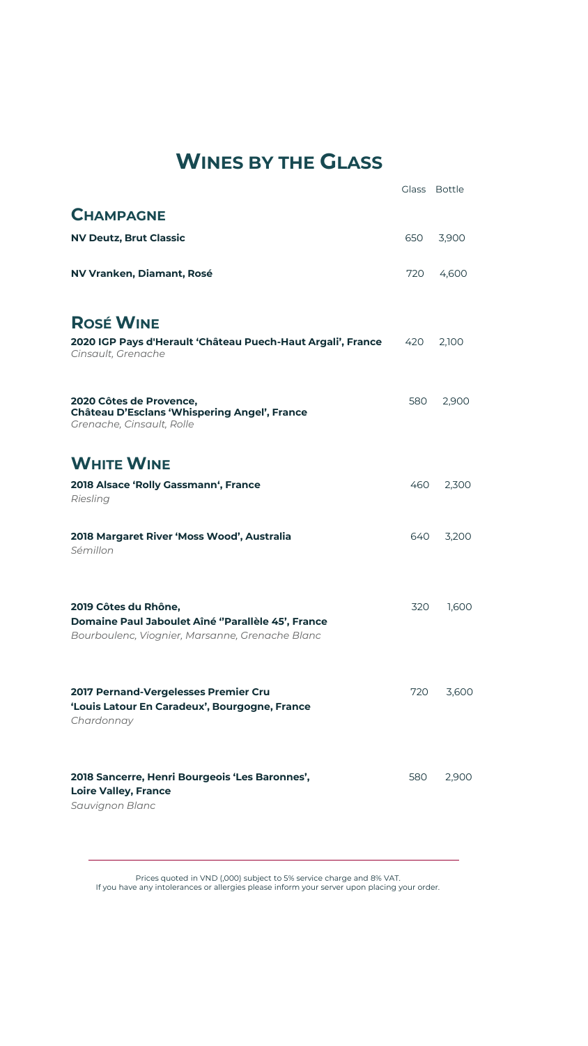# WINES BY THE GLASS

| | Glass | Bottle |
|---|---|---|
| **CHAMPAGNE** | | |
| **NV Deutz, Brut Classic** | 650 | 3,900 |
| **NV Vranken, Diamant, Rosé** | 720 | 4,600 |
| **ROSÉ WINE** | | |
| **2020 IGP Pays d'Herault 'Château Puech-Haut Argali', France**<br>*Cinsault, Grenache* | 420 | 2,100 |
| **2020 Côtes de Provence, Château D'Esclans 'Whispering Angel', France**<br>*Grenache, Cinsault, Rolle* | 580 | 2,900 |
| **WHITE WINE** | | |
| **2018 Alsace 'Rolly Gassmann', France**<br>*Riesling* | 460 | 2,300 |
| **2018 Margaret River 'Moss Wood', Australia**<br>*Sémillon* | 640 | 3,200 |
| **2019 Côtes du Rhône, Domaine Paul Jaboulet Aîné ''Parallèle 45', France**<br>*Bourboulenc, Viognier, Marsanne, Grenache Blanc* | 320 | 1,600 |
| **2017 Pernand-Vergelesses Premier Cru 'Louis Latour En Caradeux', Bourgogne, France**<br>*Chardonnay* | 720 | 3,600 |
| **2018 Sancerre, Henri Bourgeois 'Les Baronnes', Loire Valley, France**<br>*Sauvignon Blanc* | 580 | 2,900 |

---

Prices quoted in VND (,000) subject to 5% service charge and 8% VAT.
If you have any intolerances or allergies please inform your server upon placing your order.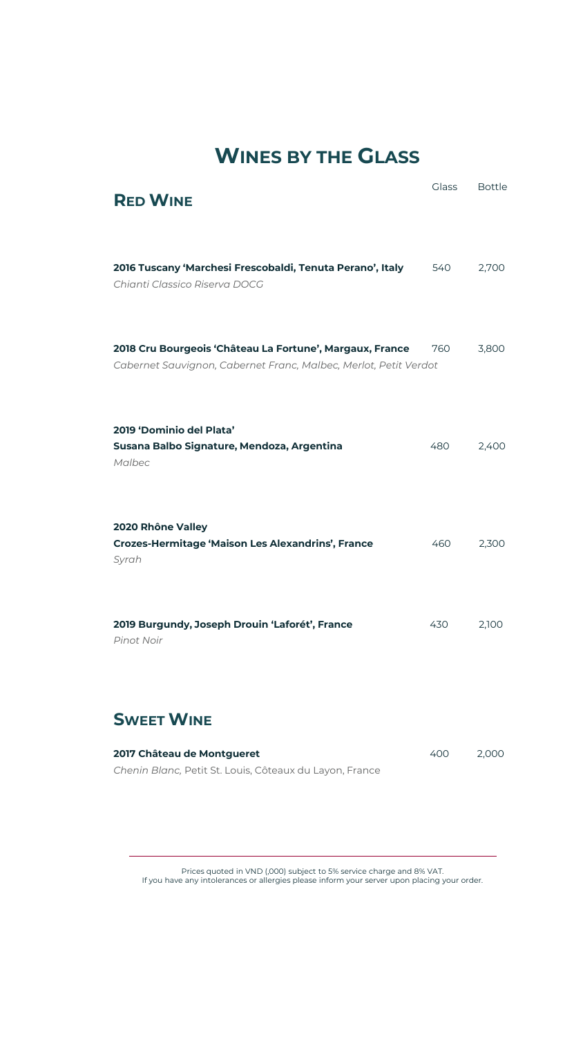# WINES BY THE GLASS

## RED WINE

| | Glass | Bottle |
|---|---|---|
| **2016 Tuscany 'Marchesi Frescobaldi, Tenuta Perano', Italy**<br>*Chianti Classico Riserva DOCG* | 540 | 2,700 |
| **2018 Cru Bourgeois 'Château La Fortune', Margaux, France**<br>*Cabernet Sauvignon, Cabernet Franc, Malbec, Merlot, Petit Verdot* | 760 | 3,800 |
| **2019 'Dominio del Plata'**<br>**Susana Balbo Signature, Mendoza, Argentina**<br>*Malbec* | 480 | 2,400 |
| **2020 Rhône Valley**<br>**Crozes-Hermitage 'Maison Les Alexandrins', France**<br>*Syrah* | 460 | 2,300 |
| **2019 Burgundy, Joseph Drouin 'Laforét', France**<br>*Pinot Noir* | 430 | 2,100 |

## SWEET WINE

| | Glass | Bottle |
|---|---|---|
| **2017 Château de Montgueret**<br>*Chenin Blanc,* Petit St. Louis, Côteaux du Layon, France | 400 | 2,000 |

---

Prices quoted in VND (,000) subject to 5% service charge and 8% VAT.
If you have any intolerances or allergies please inform your server upon placing your order.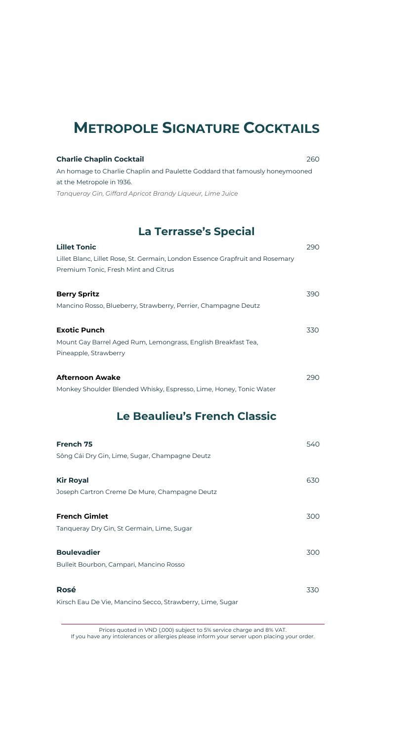# METROPOLE SIGNATURE COCKTAILS

**Charlie Chaplin Cocktail** 260

An homage to Charlie Chaplin and Paulette Goddard that famously honeymooned at the Metropole in 1936.

*Tanqueray Gin, Giffard Apricot Brandy Liqueur, Lime Juice*

## La Terrasse's Special

**Lillet Tonic** 290

Lillet Blanc, Lillet Rose, St. Germain, London Essence Grapfruit and Rosemary Premium Tonic, Fresh Mint and Citrus

**Berry Spritz** 390

Mancino Rosso, Blueberry, Strawberry, Perrier, Champagne Deutz

**Exotic Punch** 330

Mount Gay Barrel Aged Rum, Lemongrass, English Breakfast Tea, Pineapple, Strawberry

**Afternoon Awake** 290

Monkey Shoulder Blended Whisky, Espresso, Lime, Honey, Tonic Water

## Le Beaulieu's French Classic

**French 75** 540

Sông Cái Dry Gin, Lime, Sugar, Champagne Deutz

**Kir Royal** 630

Joseph Cartron Creme De Mure, Champagne Deutz

**French Gimlet** 300

Tanqueray Dry Gin, St Germain, Lime, Sugar

**Boulevadier** 300

Bulleit Bourbon, Campari, Mancino Rosso

**Rosé** 330

Kirsch Eau De Vie, Mancino Secco, Strawberry, Lime, Sugar

---

Prices quoted in VND (,000) subject to 5% service charge and 8% VAT.
If you have any intolerances or allergies please inform your server upon placing your order.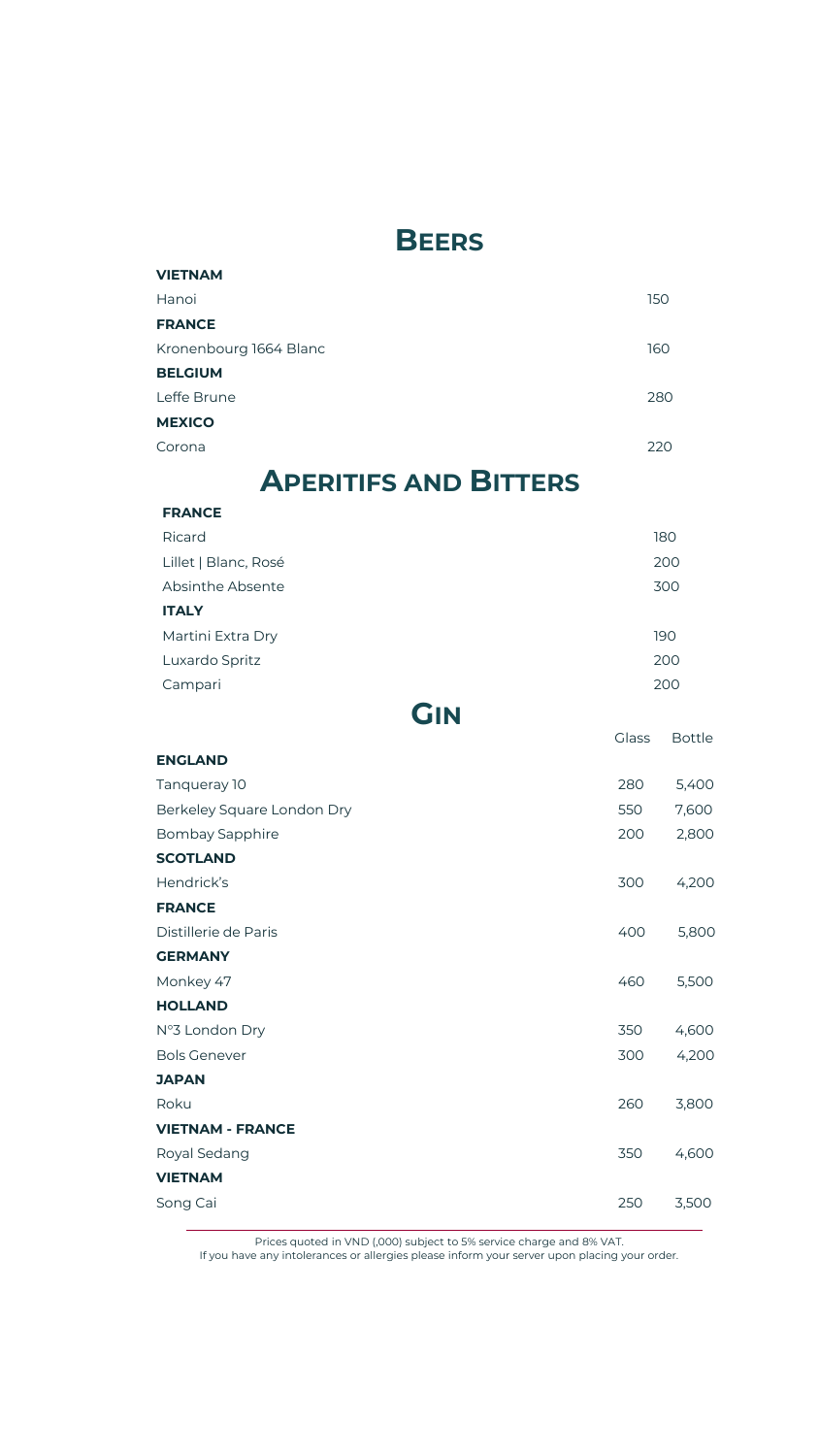# Beers

**VIETNAM**

| | |
|---|---|
| Hanoi | 150 |

**FRANCE**

| | |
|---|---|
| Kronenbourg 1664 Blanc | 160 |

**BELGIUM**

| | |
|---|---|
| Leffe Brune | 280 |

**MEXICO**

| | |
|---|---|
| Corona | 220 |

# Aperitifs and Bitters

**FRANCE**

| | |
|---|---|
| Ricard | 180 |
| Lillet \| Blanc, Rosé | 200 |
| Absinthe Absente | 300 |

**ITALY**

| | |
|---|---|
| Martini Extra Dry | 190 |
| Luxardo Spritz | 200 |
| Campari | 200 |

# Gin

| | Glass | Bottle |
|---|---|---|
| **ENGLAND** | | |
| Tanqueray 10 | 280 | 5,400 |
| Berkeley Square London Dry | 550 | 7,600 |
| Bombay Sapphire | 200 | 2,800 |
| **SCOTLAND** | | |
| Hendrick's | 300 | 4,200 |
| **FRANCE** | | |
| Distillerie de Paris | 400 | 5,800 |
| **GERMANY** | | |
| Monkey 47 | 460 | 5,500 |
| **HOLLAND** | | |
| N°3 London Dry | 350 | 4,600 |
| Bols Genever | 300 | 4,200 |
| **JAPAN** | | |
| Roku | 260 | 3,800 |
| **VIETNAM - FRANCE** | | |
| Royal Sedang | 350 | 4,600 |
| **VIETNAM** | | |
| Song Cai | 250 | 3,500 |

Prices quoted in VND (,000) subject to 5% service charge and 8% VAT.
If you have any intolerances or allergies please inform your server upon placing your order.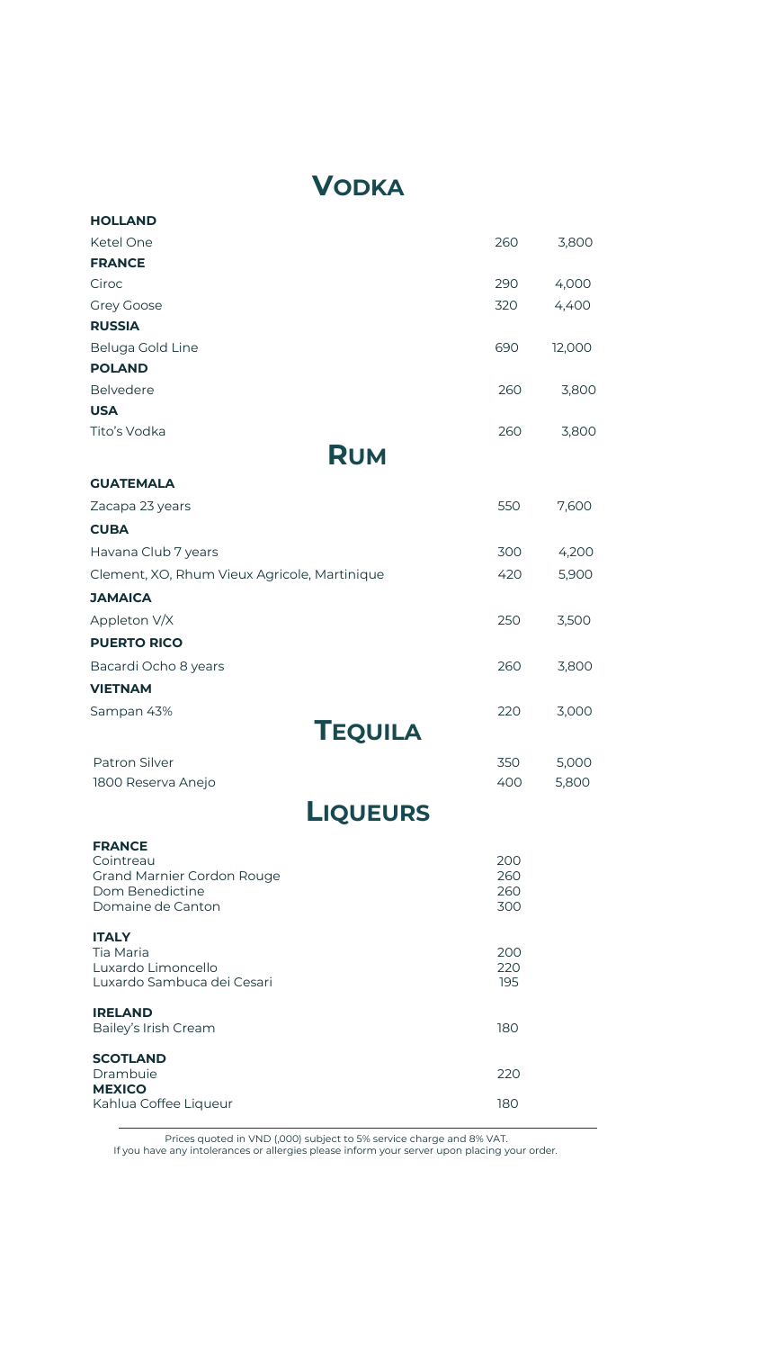# VODKA

| | | |
|---|---|---|
| **HOLLAND** | | |
| Ketel One | 260 | 3,800 |
| **FRANCE** | | |
| Ciroc | 290 | 4,000 |
| Grey Goose | 320 | 4,400 |
| **RUSSIA** | | |
| Beluga Gold Line | 690 | 12,000 |
| **POLAND** | | |
| Belvedere | 260 | 3,800 |
| **USA** | | |
| Tito's Vodka | 260 | 3,800 |

# RUM

| | | |
|---|---|---|
| **GUATEMALA** | | |
| Zacapa 23 years | 550 | 7,600 |
| **CUBA** | | |
| Havana Club 7 years | 300 | 4,200 |
| Clement, XO, Rhum Vieux Agricole, Martinique | 420 | 5,900 |
| **JAMAICA** | | |
| Appleton V/X | 250 | 3,500 |
| **PUERTO RICO** | | |
| Bacardi Ocho 8 years | 260 | 3,800 |
| **VIETNAM** | | |
| Sampan 43% | 220 | 3,000 |

# TEQUILA

| | | |
|---|---|---|
| Patron Silver | 350 | 5,000 |
| 1800 Reserva Anejo | 400 | 5,800 |

# LIQUEURS

| | |
|---|---|
| **FRANCE** | |
| Cointreau | 200 |
| Grand Marnier Cordon Rouge | 260 |
| Dom Benedictine | 260 |
| Domaine de Canton | 300 |
| **ITALY** | |
| Tia Maria | 200 |
| Luxardo Limoncello | 220 |
| Luxardo Sambuca dei Cesari | 195 |
| **IRELAND** | |
| Bailey's Irish Cream | 180 |
| **SCOTLAND** | |
| Drambuie | 220 |
| **MEXICO** | |
| Kahlua Coffee Liqueur | 180 |

Prices quoted in VND (,000) subject to 5% service charge and 8% VAT.
If you have any intolerances or allergies please inform your server upon placing your order.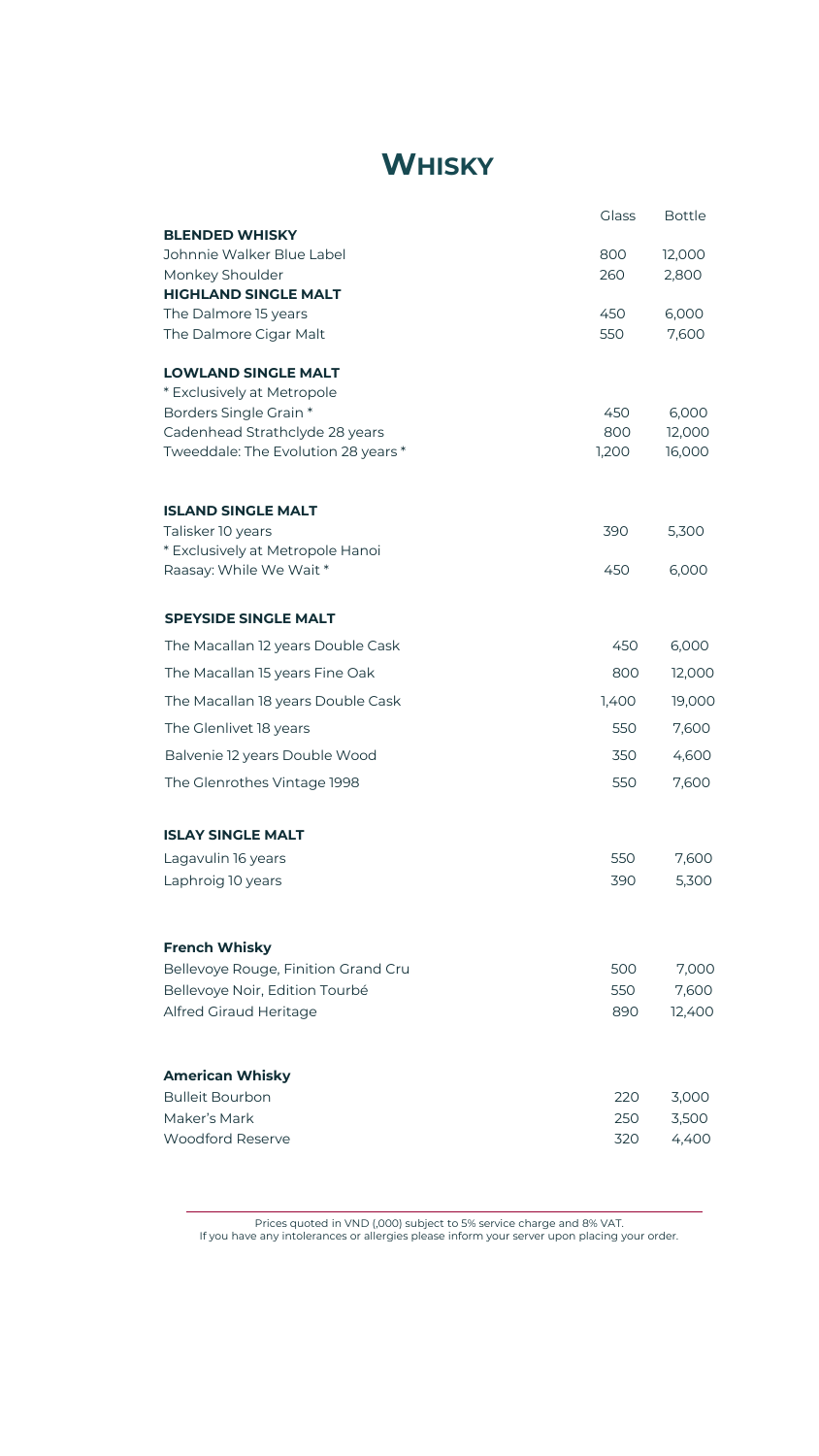# WHISKY

| | Glass | Bottle |
|---|---|---|
| **BLENDED WHISKY** | | |
| Johnnie Walker Blue Label | 800 | 12,000 |
| Monkey Shoulder | 260 | 2,800 |
| **HIGHLAND SINGLE MALT** | | |
| The Dalmore 15 years | 450 | 6,000 |
| The Dalmore Cigar Malt | 550 | 7,600 |
| **LOWLAND SINGLE MALT** | | |
| * Exclusively at Metropole | | |
| Borders Single Grain * | 450 | 6,000 |
| Cadenhead Strathclyde 28 years | 800 | 12,000 |
| Tweeddale: The Evolution 28 years * | 1,200 | 16,000 |
| **ISLAND SINGLE MALT** | | |
| Talisker 10 years | 390 | 5,300 |
| * Exclusively at Metropole Hanoi | | |
| Raasay: While We Wait * | 450 | 6,000 |
| **SPEYSIDE SINGLE MALT** | | |
| The Macallan 12 years Double Cask | 450 | 6,000 |
| The Macallan 15 years Fine Oak | 800 | 12,000 |
| The Macallan 18 years Double Cask | 1,400 | 19,000 |
| The Glenlivet 18 years | 550 | 7,600 |
| Balvenie 12 years Double Wood | 350 | 4,600 |
| The Glenrothes Vintage 1998 | 550 | 7,600 |
| **ISLAY SINGLE MALT** | | |
| Lagavulin 16 years | 550 | 7,600 |
| Laphroig 10 years | 390 | 5,300 |
| **French Whisky** | | |
| Bellevoye Rouge, Finition Grand Cru | 500 | 7,000 |
| Bellevoye Noir, Edition Tourbé | 550 | 7,600 |
| Alfred Giraud Heritage | 890 | 12,400 |
| **American Whisky** | | |
| Bulleit Bourbon | 220 | 3,000 |
| Maker's Mark | 250 | 3,500 |
| Woodford Reserve | 320 | 4,400 |

Prices quoted in VND (,000) subject to 5% service charge and 8% VAT.
If you have any intolerances or allergies please inform your server upon placing your order.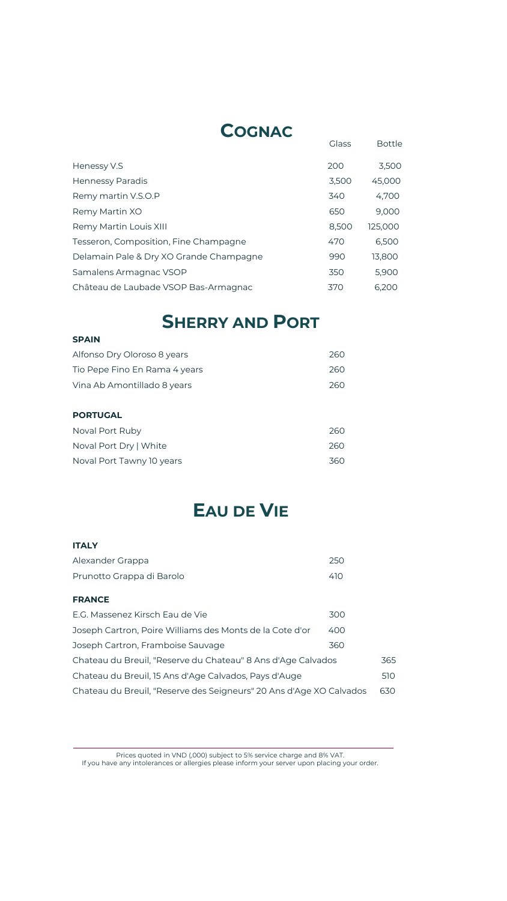## COGNAC

| | Glass | Bottle |
|---|---|---|
| Henessy V.S | 200 | 3,500 |
| Hennessy Paradis | 3,500 | 45,000 |
| Remy martin V.S.O.P | 340 | 4,700 |
| Remy Martin XO | 650 | 9,000 |
| Remy Martin Louis XIII | 8,500 | 125,000 |
| Tesseron, Composition, Fine Champagne | 470 | 6,500 |
| Delamain Pale & Dry XO Grande Champagne | 990 | 13,800 |
| Samalens Armagnac VSOP | 350 | 5,900 |
| Château de Laubade VSOP Bas-Armagnac | 370 | 6,200 |

## SHERRY AND PORT

**SPAIN**

| | |
|---|---|
| Alfonso Dry Oloroso 8 years | 260 |
| Tio Pepe Fino En Rama 4 years | 260 |
| Vina Ab Amontillado 8 years | 260 |

**PORTUGAL**

| | |
|---|---|
| Noval Port Ruby | 260 |
| Noval Port Dry \| White | 260 |
| Noval Port Tawny 10 years | 360 |

## EAU DE VIE

**ITALY**

| | |
|---|---|
| Alexander Grappa | 250 |
| Prunotto Grappa di Barolo | 410 |

**FRANCE**

| | |
|---|---|
| E.G. Massenez Kirsch Eau de Vie | 300 |
| Joseph Cartron, Poire Williams des Monts de la Cote d'or | 400 |
| Joseph Cartron, Framboise Sauvage | 360 |
| Chateau du Breuil, "Reserve du Chateau" 8 Ans d'Age Calvados | 365 |
| Chateau du Breuil, 15 Ans d'Age Calvados, Pays d'Auge | 510 |
| Chateau du Breuil, "Reserve des Seigneurs" 20 Ans d'Age XO Calvados | 630 |

Prices quoted in VND (,000) subject to 5% service charge and 8% VAT.
If you have any intolerances or allergies please inform your server upon placing your order.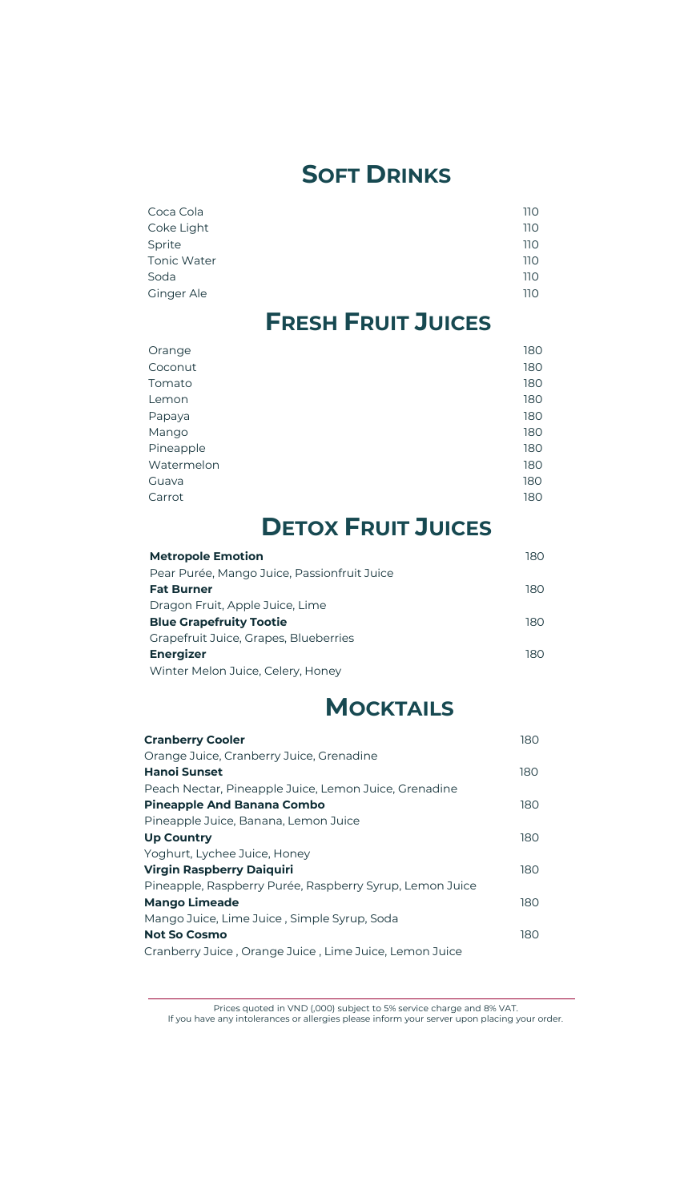## SOFT DRINKS

| | |
|---|---|
| Coca Cola | 110 |
| Coke Light | 110 |
| Sprite | 110 |
| Tonic Water | 110 |
| Soda | 110 |
| Ginger Ale | 110 |

## FRESH FRUIT JUICES

| | |
|---|---|
| Orange | 180 |
| Coconut | 180 |
| Tomato | 180 |
| Lemon | 180 |
| Papaya | 180 |
| Mango | 180 |
| Pineapple | 180 |
| Watermelon | 180 |
| Guava | 180 |
| Carrot | 180 |

## DETOX FRUIT JUICES

**Metropole Emotion** 180
Pear Purée, Mango Juice, Passionfruit Juice

**Fat Burner** 180
Dragon Fruit, Apple Juice, Lime

**Blue Grapefruity Tootie** 180
Grapefruit Juice, Grapes, Blueberries

**Energizer** 180
Winter Melon Juice, Celery, Honey

## MOCKTAILS

**Cranberry Cooler** 180
Orange Juice, Cranberry Juice, Grenadine

**Hanoi Sunset** 180
Peach Nectar, Pineapple Juice, Lemon Juice, Grenadine

**Pineapple And Banana Combo** 180
Pineapple Juice, Banana, Lemon Juice

**Up Country** 180
Yoghurt, Lychee Juice, Honey

**Virgin Raspberry Daiquiri** 180
Pineapple, Raspberry Purée, Raspberry Syrup, Lemon Juice

**Mango Limeade** 180
Mango Juice, Lime Juice , Simple Syrup, Soda

**Not So Cosmo** 180
Cranberry Juice , Orange Juice , Lime Juice, Lemon Juice

---

Prices quoted in VND (,000) subject to 5% service charge and 8% VAT.
If you have any intolerances or allergies please inform your server upon placing your order.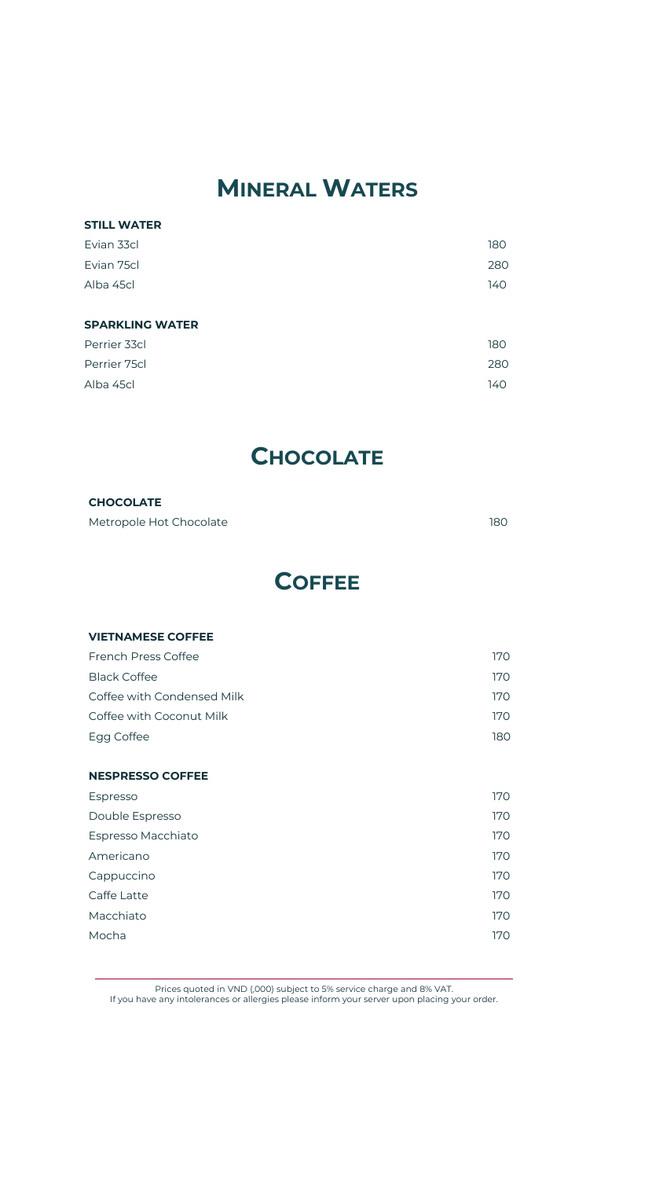# Mineral Waters

**STILL WATER**

| Item | Price |
| --- | --- |
| Evian 33cl | 180 |
| Evian 75cl | 280 |
| Alba 45cl | 140 |

**SPARKLING WATER**

| Item | Price |
| --- | --- |
| Perrier 33cl | 180 |
| Perrier 75cl | 280 |
| Alba 45cl | 140 |

# Chocolate

**CHOCOLATE**

| Item | Price |
| --- | --- |
| Metropole Hot Chocolate | 180 |

# Coffee

**VIETNAMESE COFFEE**

| Item | Price |
| --- | --- |
| French Press Coffee | 170 |
| Black Coffee | 170 |
| Coffee with Condensed Milk | 170 |
| Coffee with Coconut Milk | 170 |
| Egg Coffee | 180 |

**NESPRESSO COFFEE**

| Item | Price |
| --- | --- |
| Espresso | 170 |
| Double Espresso | 170 |
| Espresso Macchiato | 170 |
| Americano | 170 |
| Cappuccino | 170 |
| Caffe Latte | 170 |
| Macchiato | 170 |
| Mocha | 170 |

---

Prices quoted in VND (,000) subject to 5% service charge and 8% VAT.
If you have any intolerances or allergies please inform your server upon placing your order.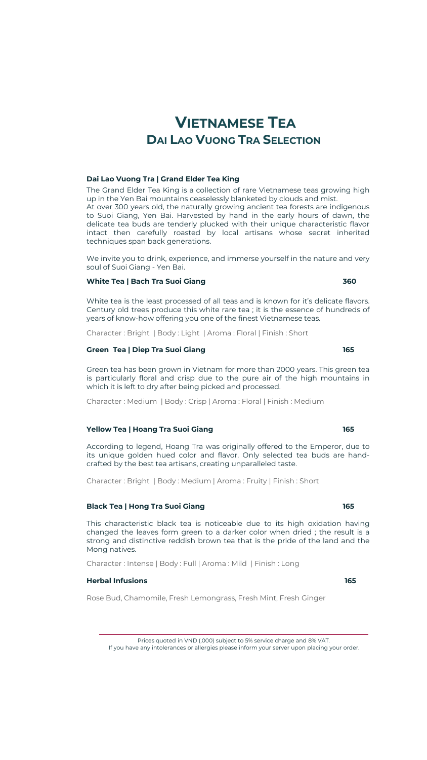# VIETNAMESE TEA
## DAI LAO VUONG TRA SELECTION

**Dai Lao Vuong Tra | Grand Elder Tea King**

The Grand Elder Tea King is a collection of rare Vietnamese teas growing high up in the Yen Bai mountains ceaselessly blanketed by clouds and mist.
At over 300 years old, the naturally growing ancient tea forests are indigenous to Suoi Giang, Yen Bai. Harvested by hand in the early hours of dawn, the delicate tea buds are tenderly plucked with their unique characteristic flavor intact then carefully roasted by local artisans whose secret inherited techniques span back generations.

We invite you to drink, experience, and immerse yourself in the nature and very soul of Suoi Giang - Yen Bai.

**White Tea | Bach Tra Suoi Giang** **360**

White tea is the least processed of all teas and is known for it's delicate flavors. Century old trees produce this white rare tea ; it is the essence of hundreds of years of know-how offering you one of the finest Vietnamese teas.

Character : Bright | Body : Light | Aroma : Floral | Finish : Short

**Green Tea | Diep Tra Suoi Giang** **165**

Green tea has been grown in Vietnam for more than 2000 years. This green tea is particularly floral and crisp due to the pure air of the high mountains in which it is left to dry after being picked and processed.

Character : Medium | Body : Crisp | Aroma : Floral | Finish : Medium

**Yellow Tea | Hoang Tra Suoi Giang** **165**

According to legend, Hoang Tra was originally offered to the Emperor, due to its unique golden hued color and flavor. Only selected tea buds are hand-crafted by the best tea artisans, creating unparalleled taste.

Character : Bright | Body : Medium | Aroma : Fruity | Finish : Short

**Black Tea | Hong Tra Suoi Giang** **165**

This characteristic black tea is noticeable due to its high oxidation having changed the leaves form green to a darker color when dried ; the result is a strong and distinctive reddish brown tea that is the pride of the land and the Mong natives.

Character : Intense | Body : Full | Aroma : Mild | Finish : Long

**Herbal Infusions** **165**

Rose Bud, Chamomile, Fresh Lemongrass, Fresh Mint, Fresh Ginger

Prices quoted in VND (,000) subject to 5% service charge and 8% VAT.
If you have any intolerances or allergies please inform your server upon placing your order.